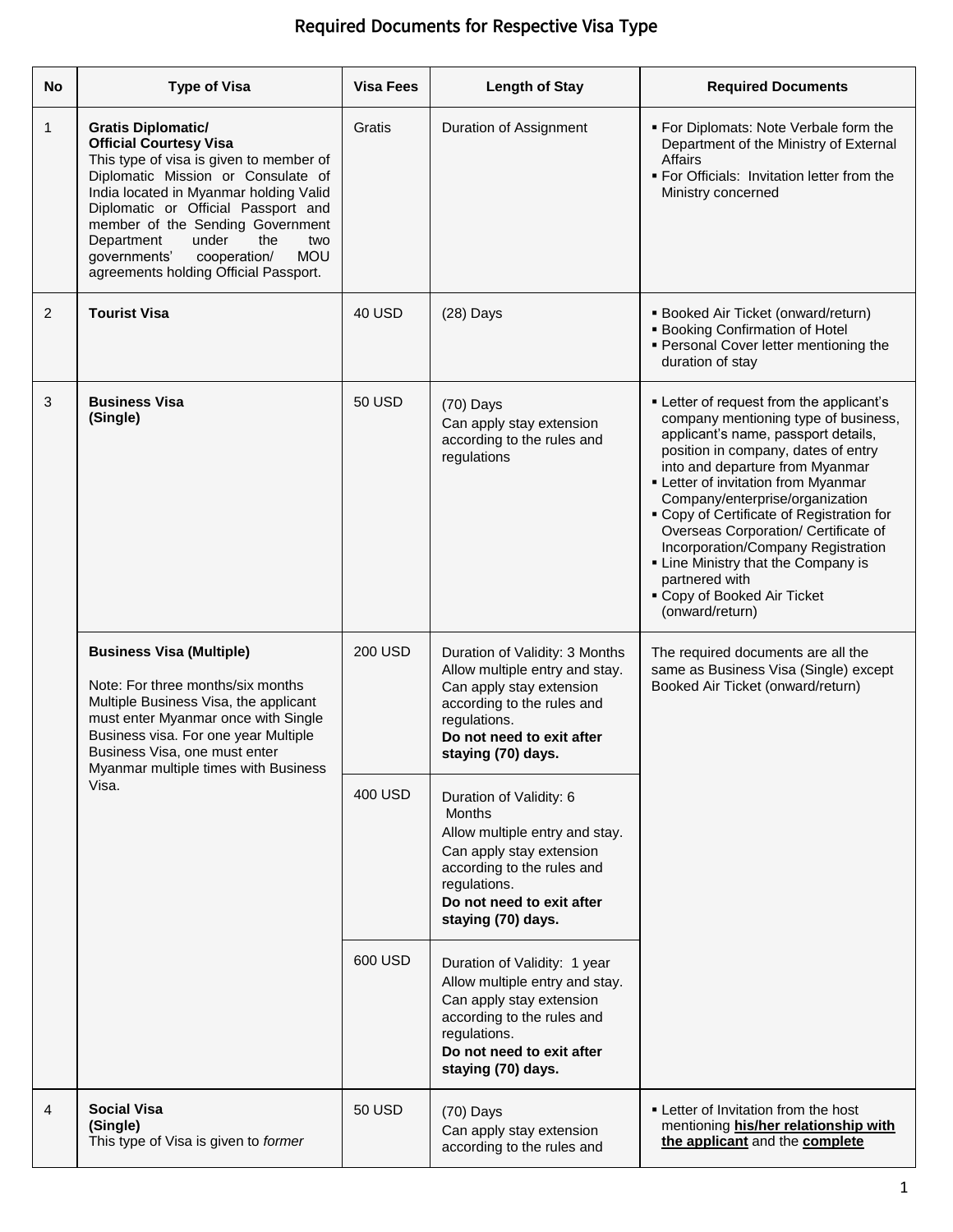# Required Documents for Respective Visa Type

| No | Type of Visa | Visa Fees | Length of Stay | Required Documents |
|---|---|---|---|---|
| 1 | **Gratis Diplomatic/ Official Courtesy Visa**<br>This type of visa is given to member of Diplomatic Mission or Consulate of India located in Myanmar holding Valid Diplomatic or Official Passport and member of the Sending Government Department under the two governments' cooperation/ MOU agreements holding Official Passport. | Gratis | Duration of Assignment | ▪ For Diplomats: Note Verbale form the Department of the Ministry of External Affairs<br>▪ For Officials: Invitation letter from the Ministry concerned |
| 2 | **Tourist Visa** | 40 USD | (28) Days | ▪ Booked Air Ticket (onward/return)<br>▪ Booking Confirmation of Hotel<br>▪ Personal Cover letter mentioning the duration of stay |
| 3 | **Business Visa (Single)** | 50 USD | (70) Days<br>Can apply stay extension according to the rules and regulations | ▪ Letter of request from the applicant's company mentioning type of business, applicant's name, passport details, position in company, dates of entry into and departure from Myanmar<br>▪ Letter of invitation from Myanmar Company/enterprise/organization<br>▪ Copy of Certificate of Registration for Overseas Corporation/ Certificate of Incorporation/Company Registration<br>▪ Line Ministry that the Company is partnered with<br>▪ Copy of Booked Air Ticket (onward/return) |
| | **Business Visa (Multiple)**<br><br>Note: For three months/six months Multiple Business Visa, the applicant must enter Myanmar once with Single Business visa. For one year Multiple Business Visa, one must enter Myanmar multiple times with Business Visa. | 200 USD | Duration of Validity: 3 Months<br>Allow multiple entry and stay.<br>Can apply stay extension according to the rules and regulations.<br>**Do not need to exit after staying (70) days.** | The required documents are all the same as Business Visa (Single) except Booked Air Ticket (onward/return) |
| | | 400 USD | Duration of Validity: 6 Months<br>Allow multiple entry and stay.<br>Can apply stay extension according to the rules and regulations.<br>**Do not need to exit after staying (70) days.** | |
| | | 600 USD | Duration of Validity: 1 year<br>Allow multiple entry and stay.<br>Can apply stay extension according to the rules and regulations.<br>**Do not need to exit after staying (70) days.** | |
| 4 | **Social Visa (Single)**<br>This type of Visa is given to *former* | 50 USD | (70) Days<br>Can apply stay extension according to the rules and | ▪ Letter of Invitation from the host mentioning **<u>his/her relationship with the applicant</u>** and the **<u>complete</u>** |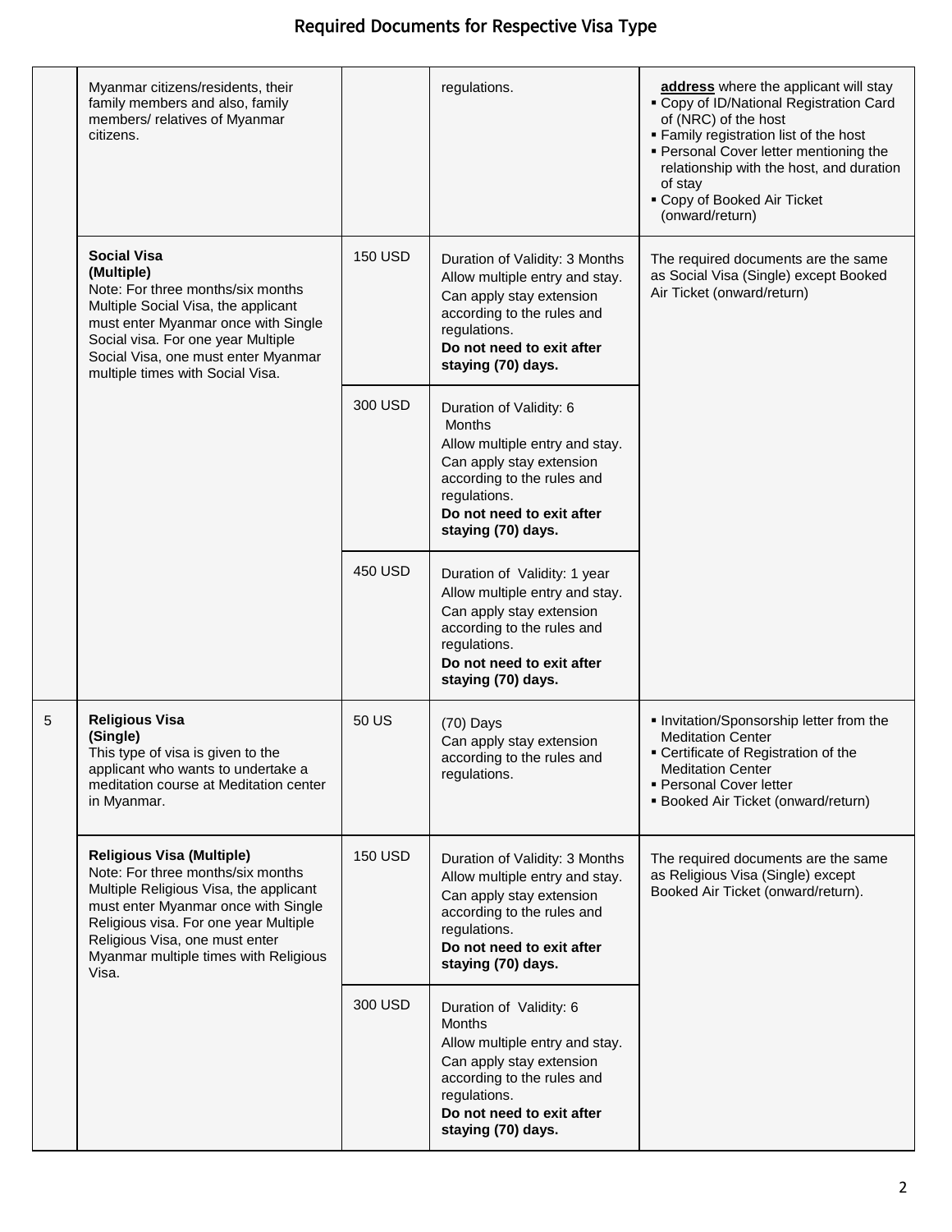## Required Documents for Respective Visa Type

| | | | | |
|---|---|---|---|---|
| | Myanmar citizens/residents, their family members and also, family members/ relatives of Myanmar citizens. | | regulations. | **address** where the applicant will stay<br>▪ Copy of ID/National Registration Card of (NRC) of the host<br>▪ Family registration list of the host<br>▪ Personal Cover letter mentioning the relationship with the host, and duration of stay<br>▪ Copy of Booked Air Ticket (onward/return) |
| | **Social Visa (Multiple)**<br>Note: For three months/six months Multiple Social Visa, the applicant must enter Myanmar once with Single Social visa. For one year Multiple Social Visa, one must enter Myanmar multiple times with Social Visa. | 150 USD | Duration of Validity: 3 Months<br>Allow multiple entry and stay.<br>Can apply stay extension according to the rules and regulations.<br>**Do not need to exit after staying (70) days.** | The required documents are the same as Social Visa (Single) except Booked Air Ticket (onward/return) |
| | | 300 USD | Duration of Validity: 6 Months<br>Allow multiple entry and stay.<br>Can apply stay extension according to the rules and regulations.<br>**Do not need to exit after staying (70) days.** | |
| | | 450 USD | Duration of Validity: 1 year<br>Allow multiple entry and stay.<br>Can apply stay extension according to the rules and regulations.<br>**Do not need to exit after staying (70) days.** | |
| 5 | **Religious Visa (Single)**<br>This type of visa is given to the applicant who wants to undertake a meditation course at Meditation center in Myanmar. | 50 US | (70) Days<br>Can apply stay extension according to the rules and regulations. | ▪ Invitation/Sponsorship letter from the Meditation Center<br>▪ Certificate of Registration of the Meditation Center<br>▪ Personal Cover letter<br>▪ Booked Air Ticket (onward/return) |
| | **Religious Visa (Multiple)**<br>Note: For three months/six months Multiple Religious Visa, the applicant must enter Myanmar once with Single Religious visa. For one year Multiple Religious Visa, one must enter Myanmar multiple times with Religious Visa. | 150 USD | Duration of Validity: 3 Months<br>Allow multiple entry and stay.<br>Can apply stay extension according to the rules and regulations.<br>**Do not need to exit after staying (70) days.** | The required documents are the same as Religious Visa (Single) except Booked Air Ticket (onward/return). |
| | | 300 USD | Duration of Validity: 6 Months<br>Allow multiple entry and stay.<br>Can apply stay extension according to the rules and regulations.<br>**Do not need to exit after staying (70) days.** | |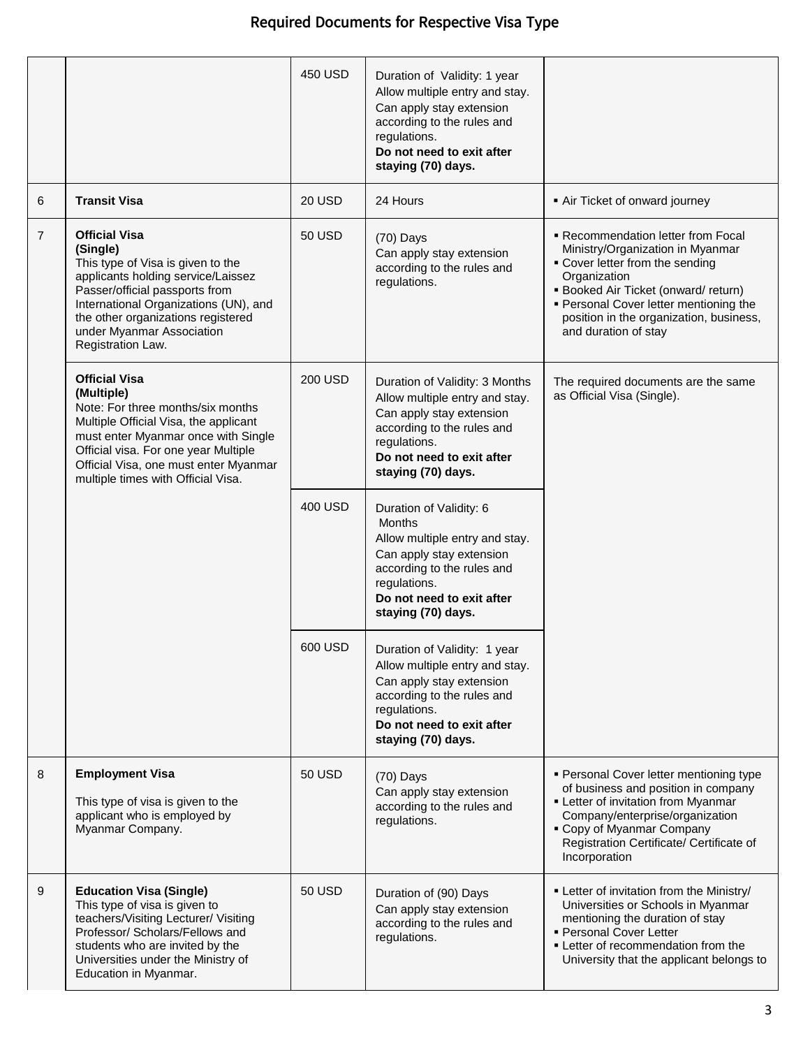## Required Documents for Respective Visa Type

| | | | | |
|---|---|---|---|---|
| | | 450 USD | Duration of Validity: 1 year<br>Allow multiple entry and stay.<br>Can apply stay extension according to the rules and regulations.<br>**Do not need to exit after staying (70) days.** | |
| 6 | **Transit Visa** | 20 USD | 24 Hours | ▪ Air Ticket of onward journey |
| 7 | **Official Visa (Single)**<br>This type of Visa is given to the applicants holding service/Laissez Passer/official passports from International Organizations (UN), and the other organizations registered under Myanmar Association Registration Law. | 50 USD | (70) Days<br>Can apply stay extension according to the rules and regulations. | ▪ Recommendation letter from Focal Ministry/Organization in Myanmar<br>▪ Cover letter from the sending Organization<br>▪ Booked Air Ticket (onward/ return)<br>▪ Personal Cover letter mentioning the position in the organization, business, and duration of stay |
| | **Official Visa (Multiple)**<br>Note: For three months/six months Multiple Official Visa, the applicant must enter Myanmar once with Single Official visa. For one year Multiple Official Visa, one must enter Myanmar multiple times with Official Visa. | 200 USD | Duration of Validity: 3 Months<br>Allow multiple entry and stay.<br>Can apply stay extension according to the rules and regulations.<br>**Do not need to exit after staying (70) days.** | The required documents are the same as Official Visa (Single). |
| | | 400 USD | Duration of Validity: 6 Months<br>Allow multiple entry and stay.<br>Can apply stay extension according to the rules and regulations.<br>**Do not need to exit after staying (70) days.** | |
| | | 600 USD | Duration of Validity: 1 year<br>Allow multiple entry and stay.<br>Can apply stay extension according to the rules and regulations.<br>**Do not need to exit after staying (70) days.** | |
| 8 | **Employment Visa**<br>This type of visa is given to the applicant who is employed by Myanmar Company. | 50 USD | (70) Days<br>Can apply stay extension according to the rules and regulations. | ▪ Personal Cover letter mentioning type of business and position in company<br>▪ Letter of invitation from Myanmar Company/enterprise/organization<br>▪ Copy of Myanmar Company Registration Certificate/ Certificate of Incorporation |
| 9 | **Education Visa (Single)**<br>This type of visa is given to teachers/Visiting Lecturer/ Visiting Professor/ Scholars/Fellows and students who are invited by the Universities under the Ministry of Education in Myanmar. | 50 USD | Duration of (90) Days<br>Can apply stay extension according to the rules and regulations. | ▪ Letter of invitation from the Ministry/ Universities or Schools in Myanmar mentioning the duration of stay<br>▪ Personal Cover Letter<br>▪ Letter of recommendation from the University that the applicant belongs to |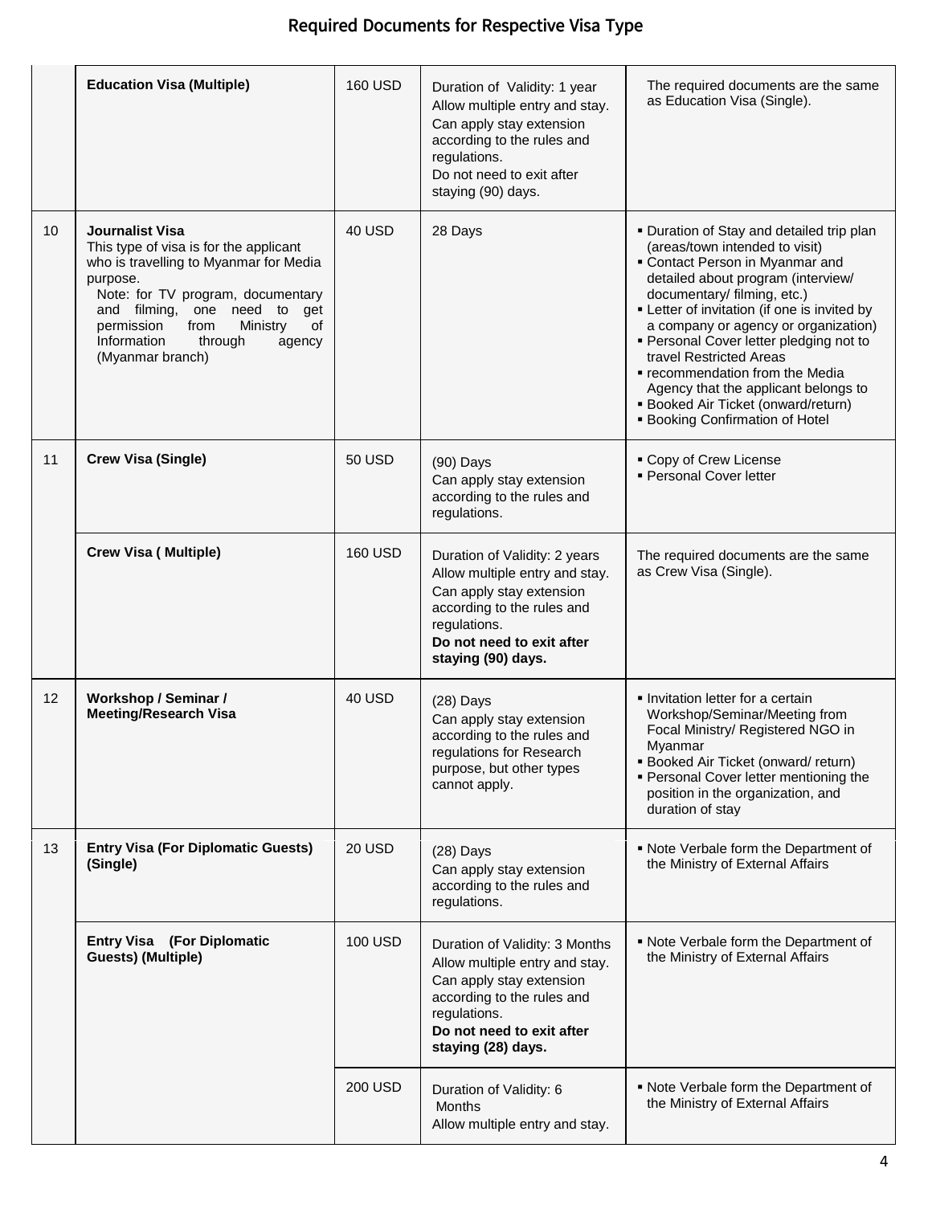# Required Documents for Respective Visa Type

| | | | | |
|---|---|---|---|---|
| | **Education Visa (Multiple)** | 160 USD | Duration of Validity: 1 year<br>Allow multiple entry and stay.<br>Can apply stay extension according to the rules and regulations.<br>Do not need to exit after staying (90) days. | The required documents are the same as Education Visa (Single). |
| 10 | **Journalist Visa**<br>This type of visa is for the applicant who is travelling to Myanmar for Media purpose.<br>Note: for TV program, documentary and filming, one need to get permission from Ministry of Information through agency (Myanmar branch) | 40 USD | 28 Days | ▪ Duration of Stay and detailed trip plan (areas/town intended to visit)<br>▪ Contact Person in Myanmar and detailed about program (interview/ documentary/ filming, etc.)<br>▪ Letter of invitation (if one is invited by a company or agency or organization)<br>▪ Personal Cover letter pledging not to travel Restricted Areas<br>▪ recommendation from the Media Agency that the applicant belongs to<br>▪ Booked Air Ticket (onward/return)<br>▪ Booking Confirmation of Hotel |
| 11 | **Crew Visa (Single)** | 50 USD | (90) Days<br>Can apply stay extension according to the rules and regulations. | ▪ Copy of Crew License<br>▪ Personal Cover letter |
| | **Crew Visa ( Multiple)** | 160 USD | Duration of Validity: 2 years<br>Allow multiple entry and stay.<br>Can apply stay extension according to the rules and regulations.<br>**Do not need to exit after staying (90) days.** | The required documents are the same as Crew Visa (Single). |
| 12 | **Workshop / Seminar / Meeting/Research Visa** | 40 USD | (28) Days<br>Can apply stay extension according to the rules and regulations for Research purpose, but other types cannot apply. | ▪ Invitation letter for a certain Workshop/Seminar/Meeting from Focal Ministry/ Registered NGO in Myanmar<br>▪ Booked Air Ticket (onward/ return)<br>▪ Personal Cover letter mentioning the position in the organization, and duration of stay |
| 13 | **Entry Visa (For Diplomatic Guests) (Single)** | 20 USD | (28) Days<br>Can apply stay extension according to the rules and regulations. | ▪ Note Verbale form the Department of the Ministry of External Affairs |
| | **Entry Visa (For Diplomatic Guests) (Multiple)** | 100 USD | Duration of Validity: 3 Months<br>Allow multiple entry and stay.<br>Can apply stay extension according to the rules and regulations.<br>**Do not need to exit after staying (28) days.** | ▪ Note Verbale form the Department of the Ministry of External Affairs |
| | | 200 USD | Duration of Validity: 6 Months<br>Allow multiple entry and stay. | ▪ Note Verbale form the Department of the Ministry of External Affairs |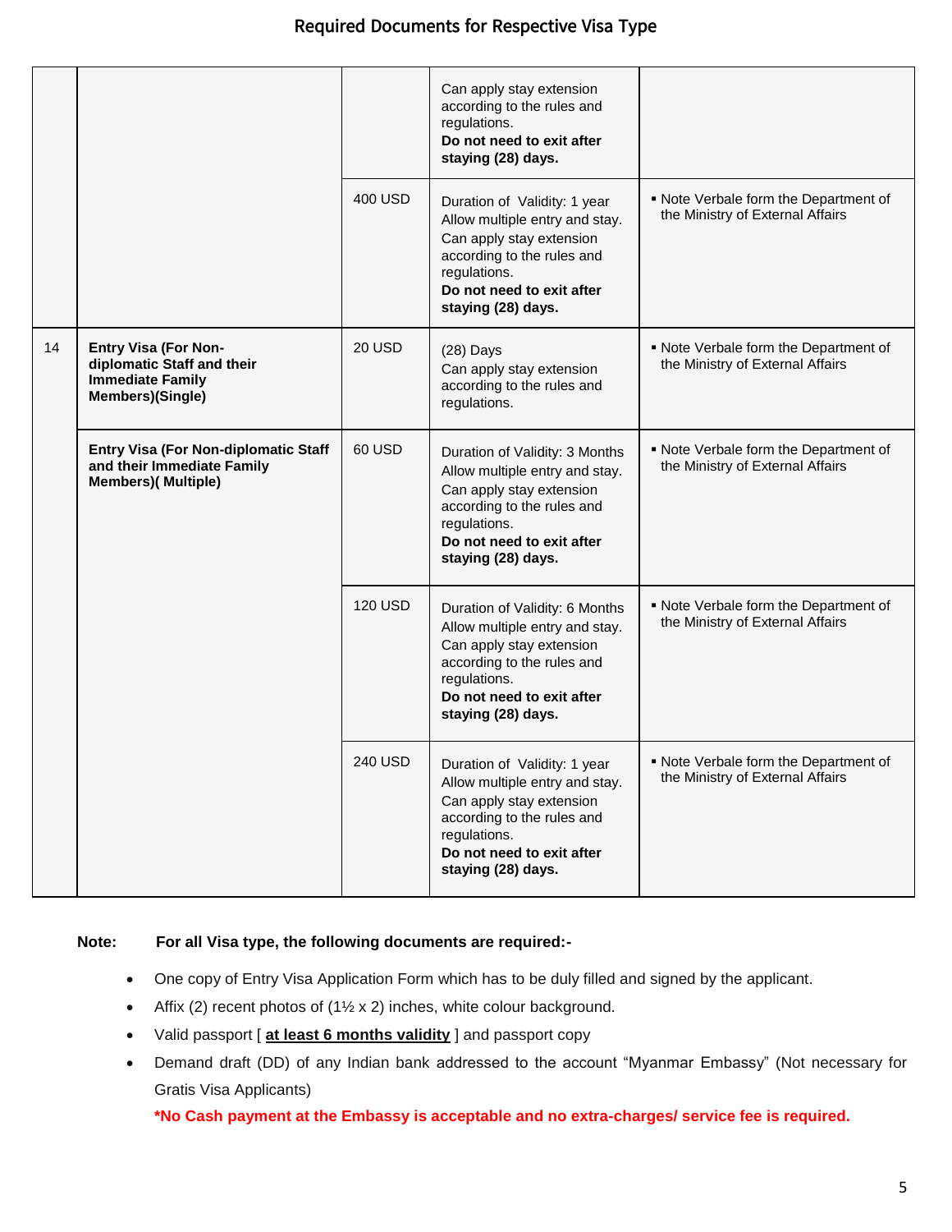# Required Documents for Respective Visa Type

| | | | | |
|---|---|---|---|---|
| | | | Can apply stay extension according to the rules and regulations. **Do not need to exit after staying (28) days.** | |
| | | 400 USD | Duration of Validity: 1 year Allow multiple entry and stay. Can apply stay extension according to the rules and regulations. **Do not need to exit after staying (28) days.** | ▪ Note Verbale form the Department of the Ministry of External Affairs |
| 14 | **Entry Visa (For Non-diplomatic Staff and their Immediate Family Members)(Single)** | 20 USD | (28) Days Can apply stay extension according to the rules and regulations. | ▪ Note Verbale form the Department of the Ministry of External Affairs |
| | **Entry Visa (For Non-diplomatic Staff and their Immediate Family Members)( Multiple)** | 60 USD | Duration of Validity: 3 Months Allow multiple entry and stay. Can apply stay extension according to the rules and regulations. **Do not need to exit after staying (28) days.** | ▪ Note Verbale form the Department of the Ministry of External Affairs |
| | | 120 USD | Duration of Validity: 6 Months Allow multiple entry and stay. Can apply stay extension according to the rules and regulations. **Do not need to exit after staying (28) days.** | ▪ Note Verbale form the Department of the Ministry of External Affairs |
| | | 240 USD | Duration of Validity: 1 year Allow multiple entry and stay. Can apply stay extension according to the rules and regulations. **Do not need to exit after staying (28) days.** | ▪ Note Verbale form the Department of the Ministry of External Affairs |

**Note:** **For all Visa type, the following documents are required:-**

- One copy of Entry Visa Application Form which has to be duly filled and signed by the applicant.
- Affix (2) recent photos of (1½ x 2) inches, white colour background.
- Valid passport [ **at least 6 months validity** ] and passport copy
- Demand draft (DD) of any Indian bank addressed to the account "Myanmar Embassy" (Not necessary for Gratis Visa Applicants)

  ***No Cash payment at the Embassy is acceptable and no extra-charges/ service fee is required.**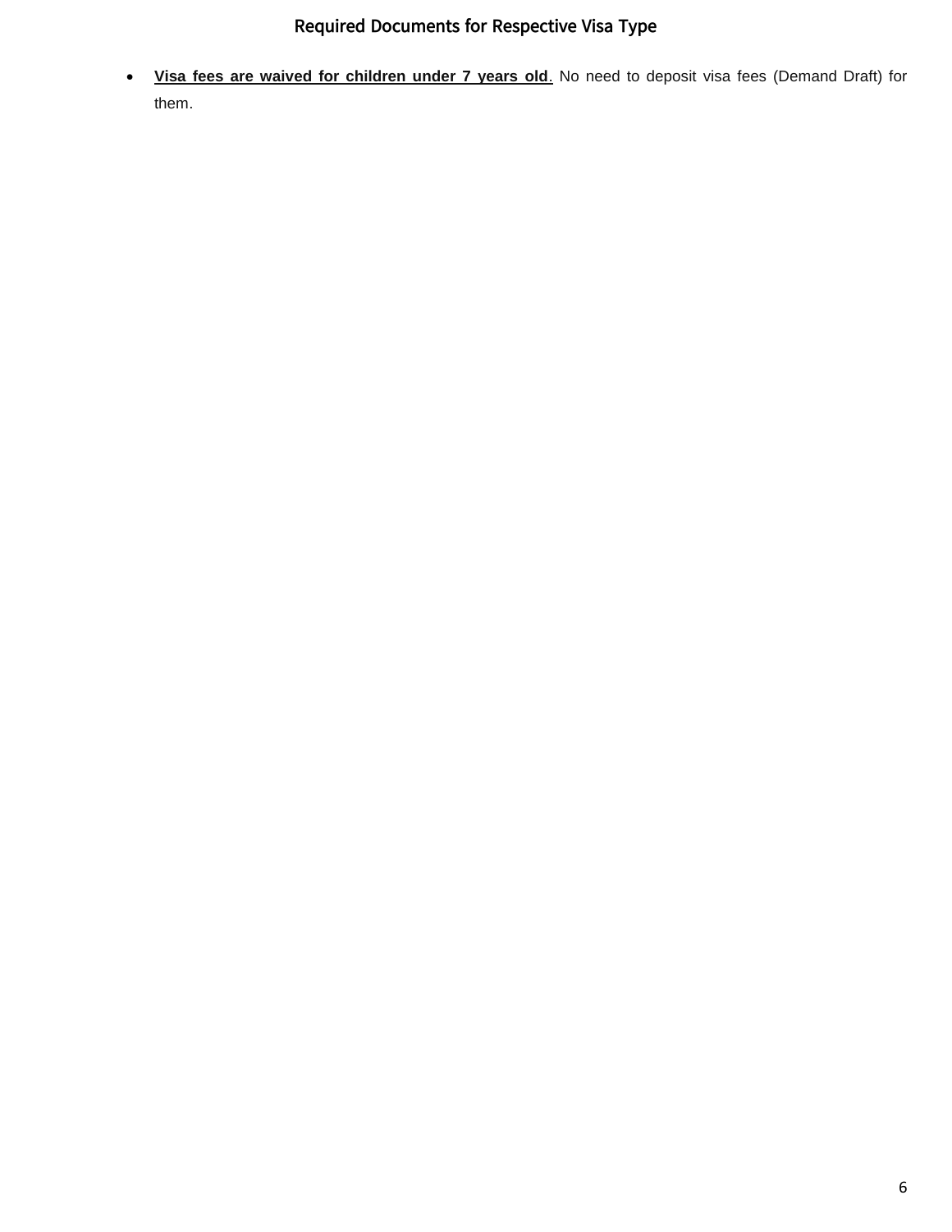- **Visa fees are waived for children under 7 years old**. No need to deposit visa fees (Demand Draft) for them.